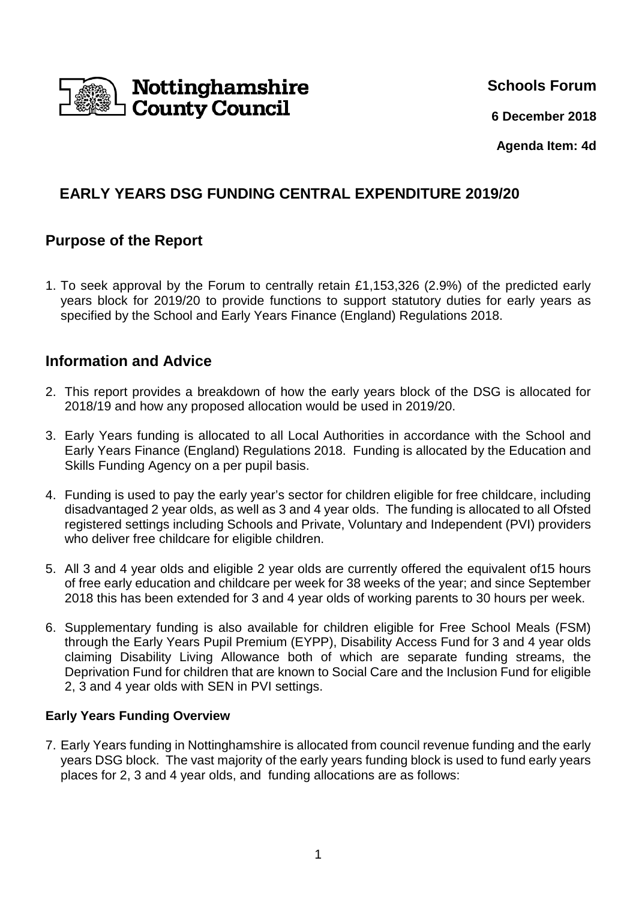Nottinghamshire County Council

**Schools Forum**

**6 December 2018**

**Agenda Item: 4d**

# EARLY YEARS DSG FUNDING CENTRAL EXPENDITURE 2019/20

## Purpose of the Report

1. To seek approval by the Forum to centrally retain £1,153,326 (2.9%) of the predicted early years block for 2019/20 to provide functions to support statutory duties for early years as specified by the School and Early Years Finance (England) Regulations 2018.

## Information and Advice

2. This report provides a breakdown of how the early years block of the DSG is allocated for 2018/19 and how any proposed allocation would be used in 2019/20.

3. Early Years funding is allocated to all Local Authorities in accordance with the School and Early Years Finance (England) Regulations 2018. Funding is allocated by the Education and Skills Funding Agency on a per pupil basis.

4. Funding is used to pay the early year's sector for children eligible for free childcare, including disadvantaged 2 year olds, as well as 3 and 4 year olds. The funding is allocated to all Ofsted registered settings including Schools and Private, Voluntary and Independent (PVI) providers who deliver free childcare for eligible children.

5. All 3 and 4 year olds and eligible 2 year olds are currently offered the equivalent of15 hours of free early education and childcare per week for 38 weeks of the year; and since September 2018 this has been extended for 3 and 4 year olds of working parents to 30 hours per week.

6. Supplementary funding is also available for children eligible for Free School Meals (FSM) through the Early Years Pupil Premium (EYPP), Disability Access Fund for 3 and 4 year olds claiming Disability Living Allowance both of which are separate funding streams, the Deprivation Fund for children that are known to Social Care and the Inclusion Fund for eligible 2, 3 and 4 year olds with SEN in PVI settings.

### Early Years Funding Overview

7. Early Years funding in Nottinghamshire is allocated from council revenue funding and the early years DSG block. The vast majority of the early years funding block is used to fund early years places for 2, 3 and 4 year olds, and funding allocations are as follows: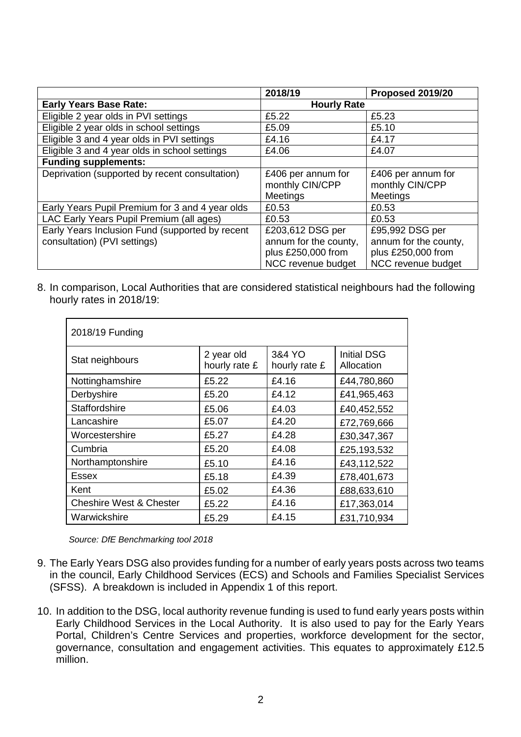| | 2018/19 | Proposed 2019/20 |
|---|---|---|
| **Early Years Base Rate:** | **Hourly Rate** | |
| Eligible 2 year olds in PVI settings | £5.22 | £5.23 |
| Eligible 2 year olds in school settings | £5.09 | £5.10 |
| Eligible 3 and 4 year olds in PVI settings | £4.16 | £4.17 |
| Eligible 3 and 4 year olds in school settings | £4.06 | £4.07 |
| **Funding supplements:** | | |
| Deprivation (supported by recent consultation) | £406 per annum for monthly CIN/CPP Meetings | £406 per annum for monthly CIN/CPP Meetings |
| Early Years Pupil Premium for 3 and 4 year olds | £0.53 | £0.53 |
| LAC Early Years Pupil Premium (all ages) | £0.53 | £0.53 |
| Early Years Inclusion Fund (supported by recent consultation) (PVI settings) | £203,612 DSG per annum for the county, plus £250,000 from NCC revenue budget | £95,992 DSG per annum for the county, plus £250,000 from NCC revenue budget |

8. In comparison, Local Authorities that are considered statistical neighbours had the following hourly rates in 2018/19:

| 2018/19 Funding | | | |
|---|---|---|---|
| Stat neighbours | 2 year old hourly rate £ | 3&4 YO hourly rate £ | Initial DSG Allocation |
| Nottinghamshire | £5.22 | £4.16 | £44,780,860 |
| Derbyshire | £5.20 | £4.12 | £41,965,463 |
| Staffordshire | £5.06 | £4.03 | £40,452,552 |
| Lancashire | £5.07 | £4.20 | £72,769,666 |
| Worcestershire | £5.27 | £4.28 | £30,347,367 |
| Cumbria | £5.20 | £4.08 | £25,193,532 |
| Northamptonshire | £5.10 | £4.16 | £43,112,522 |
| Essex | £5.18 | £4.39 | £78,401,673 |
| Kent | £5.02 | £4.36 | £88,633,610 |
| Cheshire West & Chester | £5.22 | £4.16 | £17,363,014 |
| Warwickshire | £5.29 | £4.15 | £31,710,934 |

*Source: DfE Benchmarking tool 2018*

9. The Early Years DSG also provides funding for a number of early years posts across two teams in the council, Early Childhood Services (ECS) and Schools and Families Specialist Services (SFSS). A breakdown is included in Appendix 1 of this report.

10. In addition to the DSG, local authority revenue funding is used to fund early years posts within Early Childhood Services in the Local Authority. It is also used to pay for the Early Years Portal, Children's Centre Services and properties, workforce development for the sector, governance, consultation and engagement activities. This equates to approximately £12.5 million.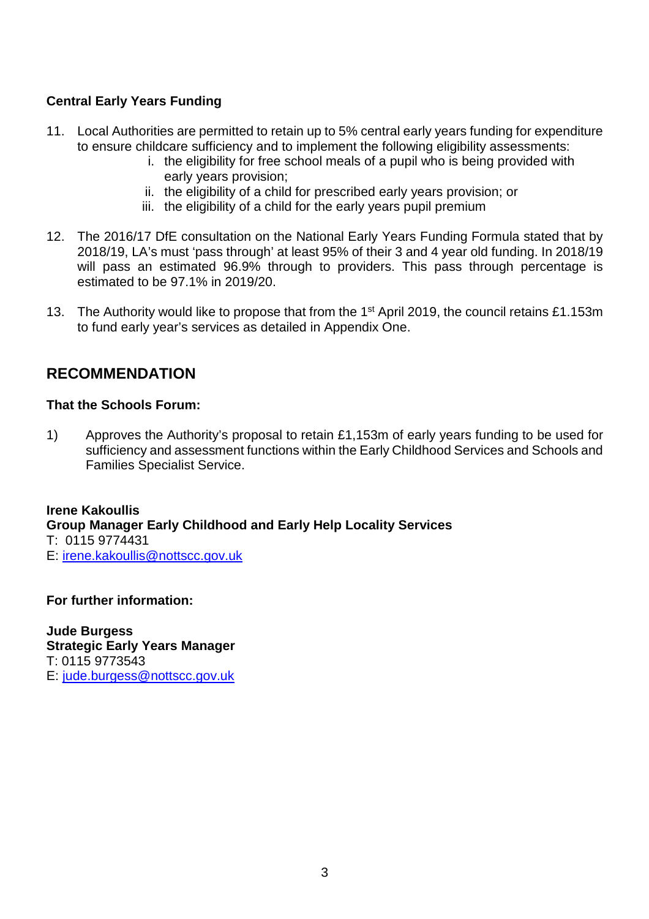**Central Early Years Funding**

11. Local Authorities are permitted to retain up to 5% central early years funding for expenditure to ensure childcare sufficiency and to implement the following eligibility assessments:
    i. the eligibility for free school meals of a pupil who is being provided with early years provision;
    ii. the eligibility of a child for prescribed early years provision; or
    iii. the eligibility of a child for the early years pupil premium

12. The 2016/17 DfE consultation on the National Early Years Funding Formula stated that by 2018/19, LA's must 'pass through' at least 95% of their 3 and 4 year old funding. In 2018/19 will pass an estimated 96.9% through to providers. This pass through percentage is estimated to be 97.1% in 2019/20.

13. The Authority would like to propose that from the 1st April 2019, the council retains £1.153m to fund early year's services as detailed in Appendix One.

## RECOMMENDATION

**That the Schools Forum:**

1) Approves the Authority's proposal to retain £1,153m of early years funding to be used for sufficiency and assessment functions within the Early Childhood Services and Schools and Families Specialist Service.

**Irene Kakoullis**
**Group Manager Early Childhood and Early Help Locality Services**
T: 0115 9774431
E: irene.kakoullis@nottscc.gov.uk

**For further information:**

**Jude Burgess**
**Strategic Early Years Manager**
T: 0115 9773543
E: jude.burgess@nottscc.gov.uk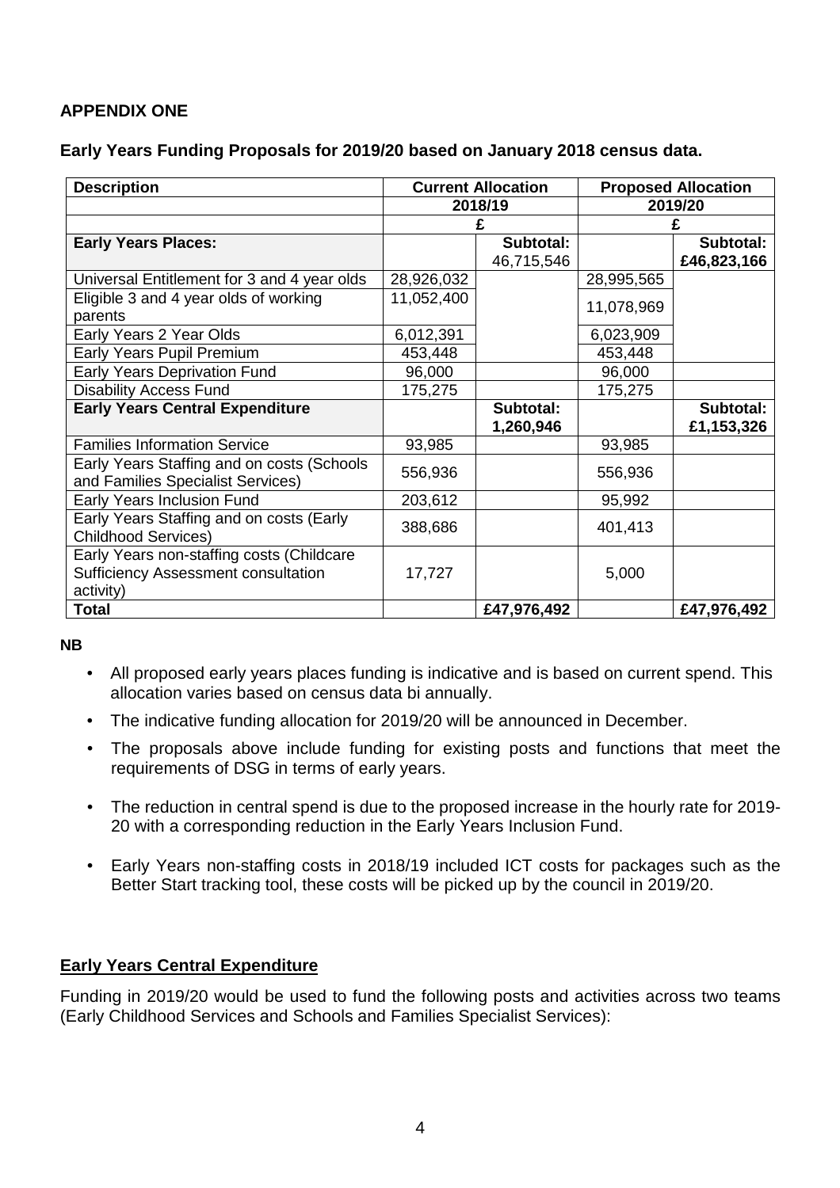## APPENDIX ONE

**Early Years Funding Proposals for 2019/20 based on January 2018 census data.**

| Description | Current Allocation | | Proposed Allocation | |
|---|---|---|---|---|
| | 2018/19 | | 2019/20 | |
| | £ | | £ | |
| **Early Years Places:** | | **Subtotal:** 46,715,546 | | **Subtotal: £46,823,166** |
| Universal Entitlement for 3 and 4 year olds | 28,926,032 | | 28,995,565 | |
| Eligible 3 and 4 year olds of working parents | 11,052,400 | | 11,078,969 | |
| Early Years 2 Year Olds | 6,012,391 | | 6,023,909 | |
| Early Years Pupil Premium | 453,448 | | 453,448 | |
| Early Years Deprivation Fund | 96,000 | | 96,000 | |
| Disability Access Fund | 175,275 | | 175,275 | |
| **Early Years Central Expenditure** | | **Subtotal:** 1,260,946 | | **Subtotal: £1,153,326** |
| Families Information Service | 93,985 | | 93,985 | |
| Early Years Staffing and on costs (Schools and Families Specialist Services) | 556,936 | | 556,936 | |
| Early Years Inclusion Fund | 203,612 | | 95,992 | |
| Early Years Staffing and on costs (Early Childhood Services) | 388,686 | | 401,413 | |
| Early Years non-staffing costs (Childcare Sufficiency Assessment consultation activity) | 17,727 | | 5,000 | |
| **Total** | | **£47,976,492** | | **£47,976,492** |

**NB**

- All proposed early years places funding is indicative and is based on current spend. This allocation varies based on census data bi annually.
- The indicative funding allocation for 2019/20 will be announced in December.
- The proposals above include funding for existing posts and functions that meet the requirements of DSG in terms of early years.
- The reduction in central spend is due to the proposed increase in the hourly rate for 2019-20 with a corresponding reduction in the Early Years Inclusion Fund.
- Early Years non-staffing costs in 2018/19 included ICT costs for packages such as the Better Start tracking tool, these costs will be picked up by the council in 2019/20.

## Early Years Central Expenditure

Funding in 2019/20 would be used to fund the following posts and activities across two teams (Early Childhood Services and Schools and Families Specialist Services):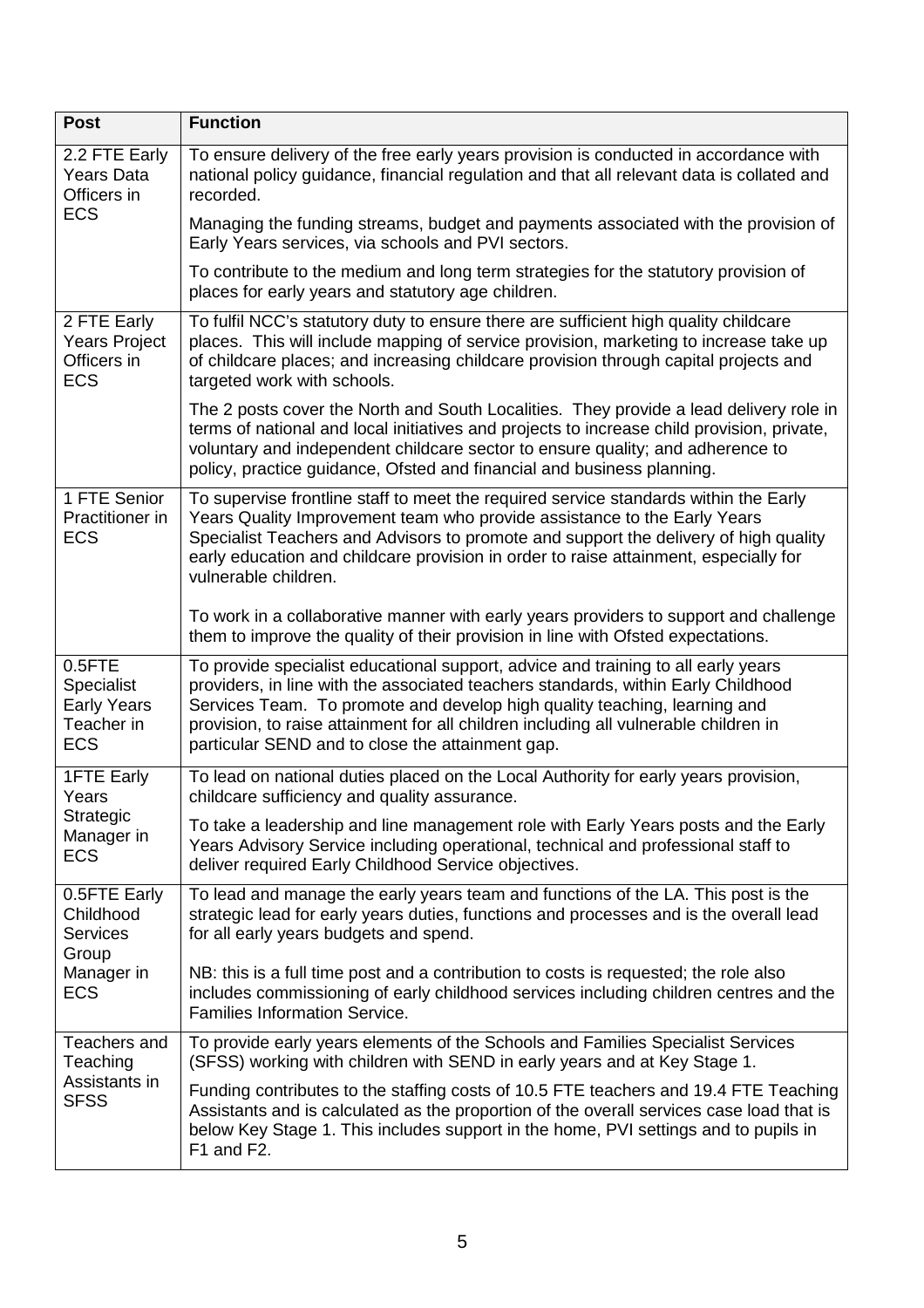| Post | Function |
| --- | --- |
| 2.2 FTE Early Years Data Officers in ECS | To ensure delivery of the free early years provision is conducted in accordance with national policy guidance, financial regulation and that all relevant data is collated and recorded.<br><br>Managing the funding streams, budget and payments associated with the provision of Early Years services, via schools and PVI sectors.<br><br>To contribute to the medium and long term strategies for the statutory provision of places for early years and statutory age children. |
| 2 FTE Early Years Project Officers in ECS | To fulfil NCC's statutory duty to ensure there are sufficient high quality childcare places. This will include mapping of service provision, marketing to increase take up of childcare places; and increasing childcare provision through capital projects and targeted work with schools.<br><br>The 2 posts cover the North and South Localities. They provide a lead delivery role in terms of national and local initiatives and projects to increase child provision, private, voluntary and independent childcare sector to ensure quality; and adherence to policy, practice guidance, Ofsted and financial and business planning. |
| 1 FTE Senior Practitioner in ECS | To supervise frontline staff to meet the required service standards within the Early Years Quality Improvement team who provide assistance to the Early Years Specialist Teachers and Advisors to promote and support the delivery of high quality early education and childcare provision in order to raise attainment, especially for vulnerable children.<br><br>To work in a collaborative manner with early years providers to support and challenge them to improve the quality of their provision in line with Ofsted expectations. |
| 0.5FTE Specialist Early Years Teacher in ECS | To provide specialist educational support, advice and training to all early years providers, in line with the associated teachers standards, within Early Childhood Services Team. To promote and develop high quality teaching, learning and provision, to raise attainment for all children including all vulnerable children in particular SEND and to close the attainment gap. |
| 1FTE Early Years Strategic Manager in ECS | To lead on national duties placed on the Local Authority for early years provision, childcare sufficiency and quality assurance.<br><br>To take a leadership and line management role with Early Years posts and the Early Years Advisory Service including operational, technical and professional staff to deliver required Early Childhood Service objectives. |
| 0.5FTE Early Childhood Services Group Manager in ECS | To lead and manage the early years team and functions of the LA. This post is the strategic lead for early years duties, functions and processes and is the overall lead for all early years budgets and spend.<br><br>NB: this is a full time post and a contribution to costs is requested; the role also includes commissioning of early childhood services including children centres and the Families Information Service. |
| Teachers and Teaching Assistants in SFSS | To provide early years elements of the Schools and Families Specialist Services (SFSS) working with children with SEND in early years and at Key Stage 1.<br><br>Funding contributes to the staffing costs of 10.5 FTE teachers and 19.4 FTE Teaching Assistants and is calculated as the proportion of the overall services case load that is below Key Stage 1. This includes support in the home, PVI settings and to pupils in F1 and F2. |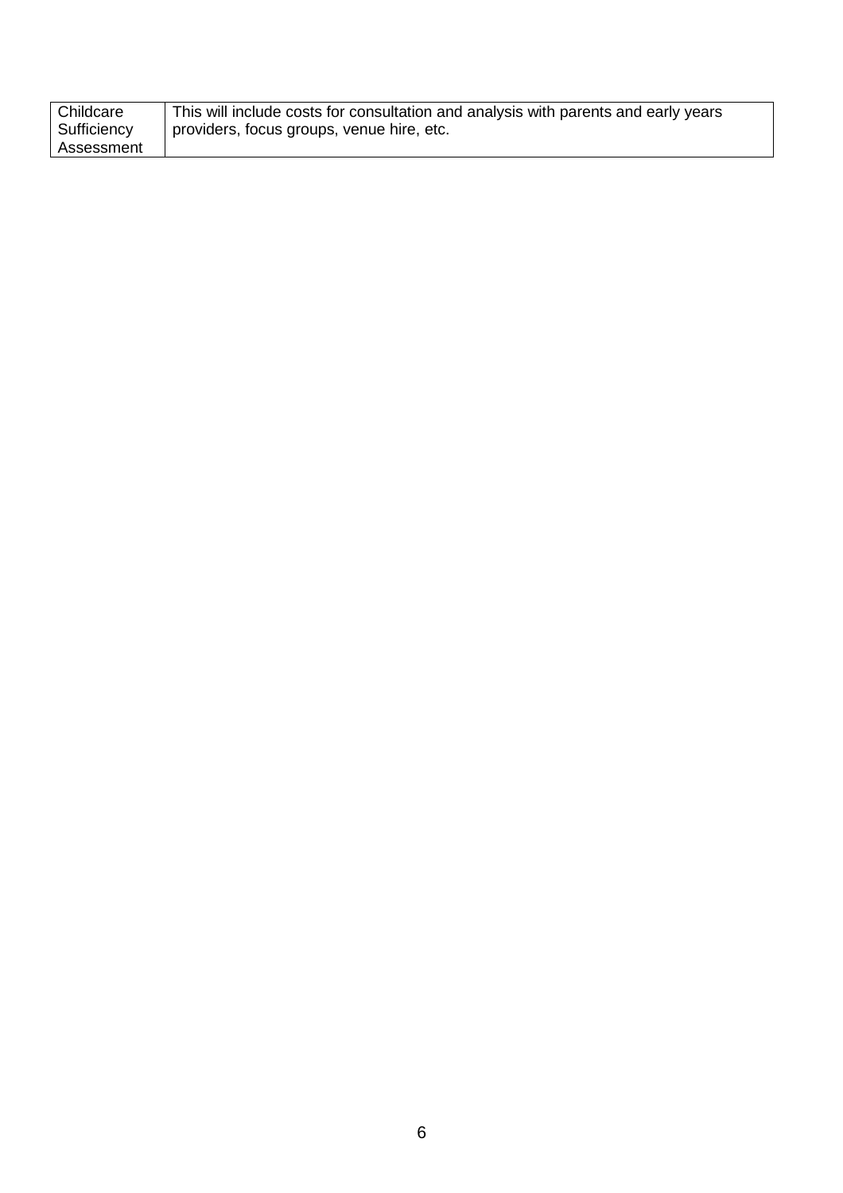| | |
|---|---|
| Childcare Sufficiency Assessment | This will include costs for consultation and analysis with parents and early years providers, focus groups, venue hire, etc. |